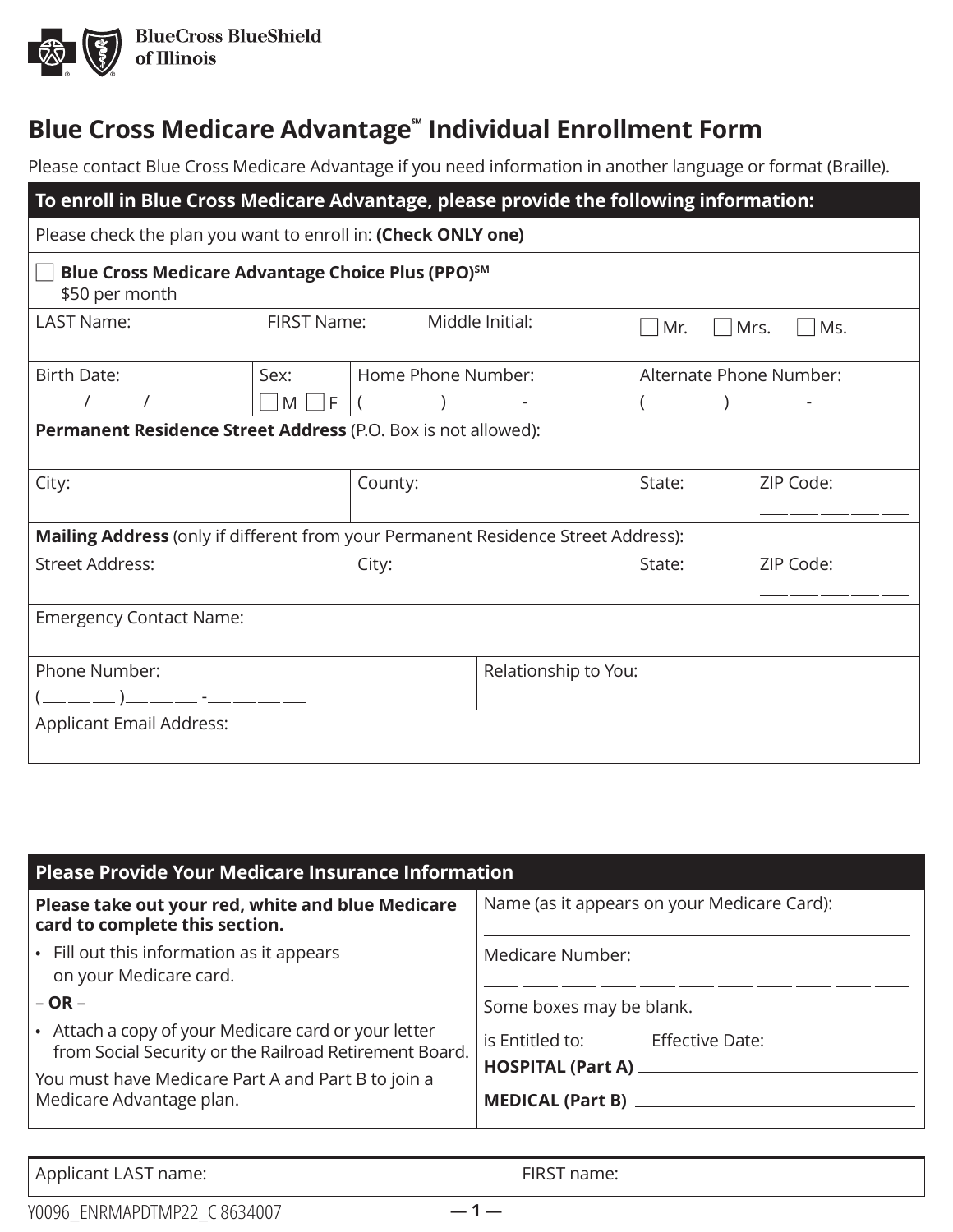BlueCross BlueShield of Illinois

# Blue Cross Medicare Advantage℠ Individual Enrollment Form

Please contact Blue Cross Medicare Advantage if you need information in another language or format (Braille).

## To enroll in Blue Cross Medicare Advantage, please provide the following information:

Please check the plan you want to enroll in: **(Check ONLY one)**

☐ **Blue Cross Medicare Advantage Choice Plus (PPO)℠**
$50 per month

| LAST Name: | FIRST Name: | Middle Initial: | ☐ Mr. ☐ Mrs. ☐ Ms. |
|---|---|---|---|

| Birth Date: ___ ___/___ ___/___ ___ ___ ___ | Sex: ☐ M ☐ F | Home Phone Number: (___ ___ ___)___ ___ ___ -___ ___ ___ ___ | Alternate Phone Number: (___ ___ ___)___ ___ ___ -___ ___ ___ ___ |
|---|---|---|---|

**Permanent Residence Street Address** (P.O. Box is not allowed):

| City: | County: | State: | ZIP Code: ___ ___ ___ ___ ___ |
|---|---|---|---|

**Mailing Address** (only if different from your Permanent Residence Street Address):

| Street Address: | City: | State: | ZIP Code: ___ ___ ___ ___ ___ |
|---|---|---|---|

Emergency Contact Name:

| Phone Number: (___ ___ ___)___ ___ ___ -___ ___ ___ ___ | Relationship to You: |
|---|---|

Applicant Email Address:

## Please Provide Your Medicare Insurance Information

**Please take out your red, white and blue Medicare card to complete this section.**

- Fill out this information as it appears on your Medicare card.

– **OR** –

- Attach a copy of your Medicare card or your letter from Social Security or the Railroad Retirement Board.

You must have Medicare Part A and Part B to join a Medicare Advantage plan.

Name (as it appears on your Medicare Card): ______________________

Medicare Number: ___ ___ ___ ___ ___ ___ ___ ___ ___ ___ ___

Some boxes may be blank.

| is Entitled to: | Effective Date: |
|---|---|
| **HOSPITAL (Part A)** | ______________________ |
| **MEDICAL (Part B)** | ______________________ |

| Applicant LAST name: | FIRST name: |
|---|---|

Y0096_ENRMAPDTMP22_C 8634007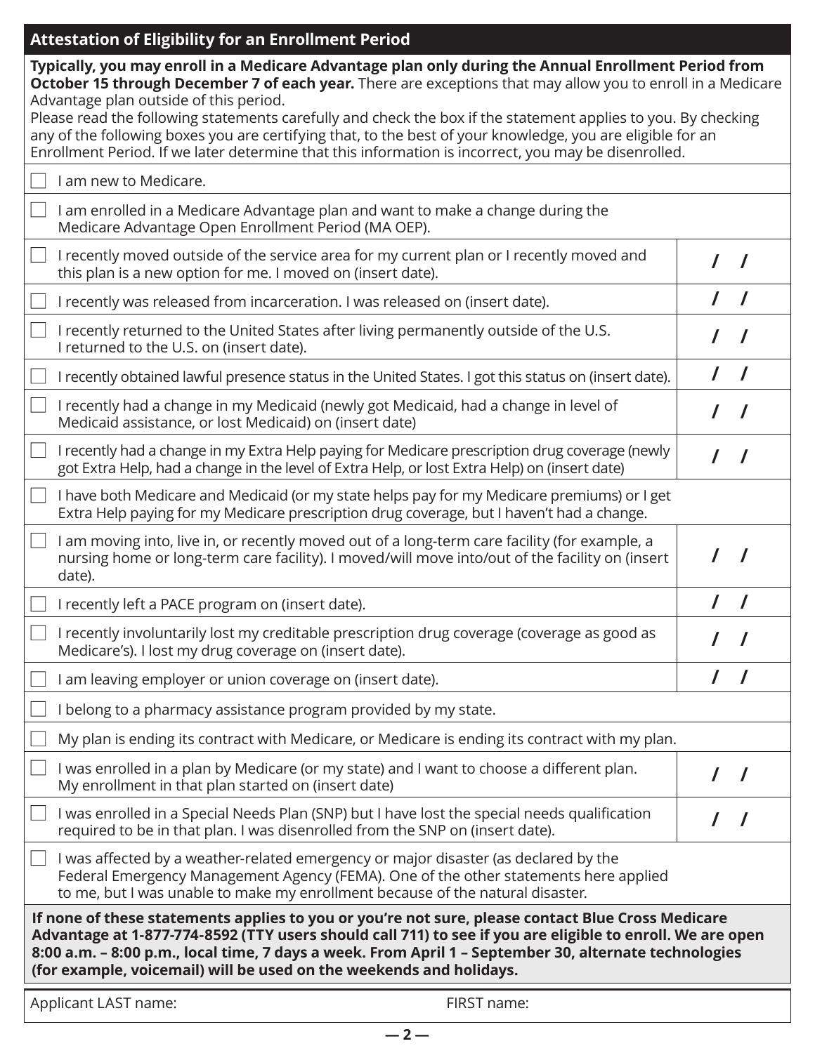## Attestation of Eligibility for an Enrollment Period

**Typically, you may enroll in a Medicare Advantage plan only during the Annual Enrollment Period from October 15 through December 7 of each year.** There are exceptions that may allow you to enroll in a Medicare Advantage plan outside of this period.

Please read the following statements carefully and check the box if the statement applies to you. By checking any of the following boxes you are certifying that, to the best of your knowledge, you are eligible for an Enrollment Period. If we later determine that this information is incorrect, you may be disenrolled.

| Statement | Date |
| --- | --- |
| ☐ I am new to Medicare. | |
| ☐ I am enrolled in a Medicare Advantage plan and want to make a change during the Medicare Advantage Open Enrollment Period (MA OEP). | |
| ☐ I recently moved outside of the service area for my current plan or I recently moved and this plan is a new option for me. I moved on (insert date). | / / |
| ☐ I recently was released from incarceration. I was released on (insert date). | / / |
| ☐ I recently returned to the United States after living permanently outside of the U.S. I returned to the U.S. on (insert date). | / / |
| ☐ I recently obtained lawful presence status in the United States. I got this status on (insert date). | / / |
| ☐ I recently had a change in my Medicaid (newly got Medicaid, had a change in level of Medicaid assistance, or lost Medicaid) on (insert date) | / / |
| ☐ I recently had a change in my Extra Help paying for Medicare prescription drug coverage (newly got Extra Help, had a change in the level of Extra Help, or lost Extra Help) on (insert date) | / / |
| ☐ I have both Medicare and Medicaid (or my state helps pay for my Medicare premiums) or I get Extra Help paying for my Medicare prescription drug coverage, but I haven't had a change. | |
| ☐ I am moving into, live in, or recently moved out of a long-term care facility (for example, a nursing home or long-term care facility). I moved/will move into/out of the facility on (insert date). | / / |
| ☐ I recently left a PACE program on (insert date). | / / |
| ☐ I recently involuntarily lost my creditable prescription drug coverage (coverage as good as Medicare's). I lost my drug coverage on (insert date). | / / |
| ☐ I am leaving employer or union coverage on (insert date). | / / |
| ☐ I belong to a pharmacy assistance program provided by my state. | |
| ☐ My plan is ending its contract with Medicare, or Medicare is ending its contract with my plan. | |
| ☐ I was enrolled in a plan by Medicare (or my state) and I want to choose a different plan. My enrollment in that plan started on (insert date) | / / |
| ☐ I was enrolled in a Special Needs Plan (SNP) but I have lost the special needs qualification required to be in that plan. I was disenrolled from the SNP on (insert date). | / / |
| ☐ I was affected by a weather-related emergency or major disaster (as declared by the Federal Emergency Management Agency (FEMA). One of the other statements here applied to me, but I was unable to make my enrollment because of the natural disaster. | |

**If none of these statements applies to you or you're not sure, please contact Blue Cross Medicare Advantage at 1-877-774-8592 (TTY users should call 711) to see if you are eligible to enroll. We are open 8:00 a.m. – 8:00 p.m., local time, 7 days a week. From April 1 – September 30, alternate technologies (for example, voicemail) will be used on the weekends and holidays.**

Applicant LAST name: FIRST name: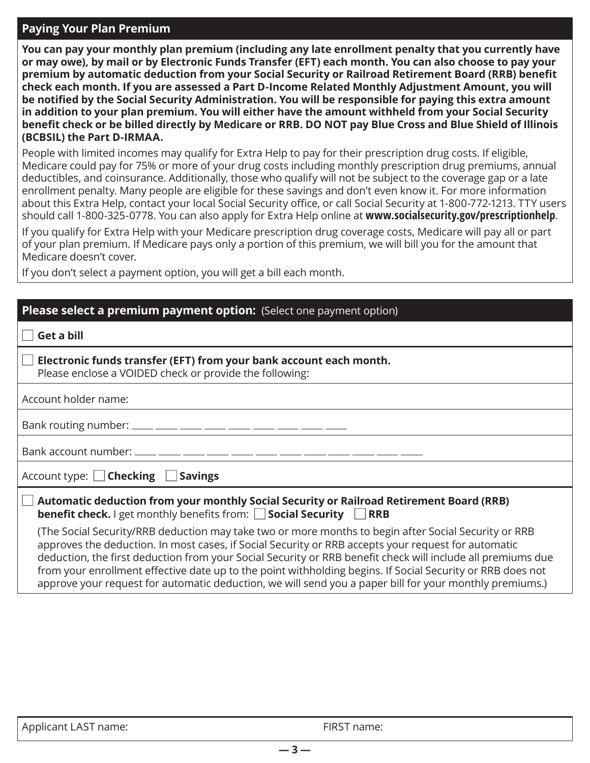## Paying Your Plan Premium

**You can pay your monthly plan premium (including any late enrollment penalty that you currently have or may owe), by mail or by Electronic Funds Transfer (EFT) each month. You can also choose to pay your premium by automatic deduction from your Social Security or Railroad Retirement Board (RRB) benefit check each month. If you are assessed a Part D-Income Related Monthly Adjustment Amount, you will be notified by the Social Security Administration. You will be responsible for paying this extra amount in addition to your plan premium. You will either have the amount withheld from your Social Security benefit check or be billed directly by Medicare or RRB. DO NOT pay Blue Cross and Blue Shield of Illinois (BCBSIL) the Part D-IRMAA.**

People with limited incomes may qualify for Extra Help to pay for their prescription drug costs. If eligible, Medicare could pay for 75% or more of your drug costs including monthly prescription drug premiums, annual deductibles, and coinsurance. Additionally, those who qualify will not be subject to the coverage gap or a late enrollment penalty. Many people are eligible for these savings and don't even know it. For more information about this Extra Help, contact your local Social Security office, or call Social Security at 1-800-772-1213. TTY users should call 1-800-325-0778. You can also apply for Extra Help online at **www.socialsecurity.gov/prescriptionhelp**.

If you qualify for Extra Help with your Medicare prescription drug coverage costs, Medicare will pay all or part of your plan premium. If Medicare pays only a portion of this premium, we will bill you for the amount that Medicare doesn't cover.

If you don't select a payment option, you will get a bill each month.

## Please select a premium payment option: (Select one payment option)

☐ **Get a bill**

☐ **Electronic funds transfer (EFT) from your bank account each month.**
Please enclose a VOIDED check or provide the following:

Account holder name:

Bank routing number: ____ ____ ____ ____ ____ ____ ____ ____ ____

Bank account number: ____ ____ ____ ____ ____ ____ ____ ____ ____ ____ ____ ____

Account type: ☐ **Checking** ☐ **Savings**

☐ **Automatic deduction from your monthly Social Security or Railroad Retirement Board (RRB) benefit check.** I get monthly benefits from: ☐ **Social Security** ☐ **RRB**

(The Social Security/RRB deduction may take two or more months to begin after Social Security or RRB approves the deduction. In most cases, if Social Security or RRB accepts your request for automatic deduction, the first deduction from your Social Security or RRB benefit check will include all premiums due from your enrollment effective date up to the point withholding begins. If Social Security or RRB does not approve your request for automatic deduction, we will send you a paper bill for your monthly premiums.)

Applicant LAST name: FIRST name: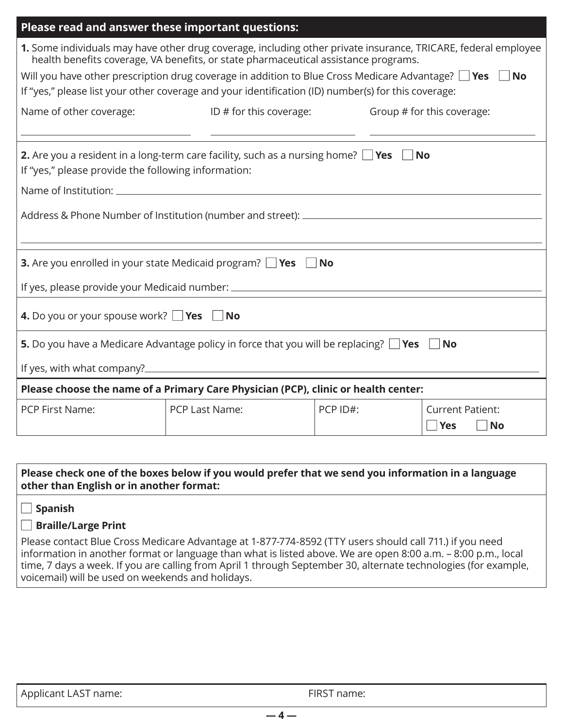## Please read and answer these important questions:

**1.** Some individuals may have other drug coverage, including other private insurance, TRICARE, federal employee health benefits coverage, VA benefits, or state pharmaceutical assistance programs.

Will you have other prescription drug coverage in addition to Blue Cross Medicare Advantage? ☐ **Yes** ☐ **No**

If "yes," please list your other coverage and your identification (ID) number(s) for this coverage:

| Name of other coverage: | ID # for this coverage: | Group # for this coverage: |
|---|---|---|
| | | |

**2.** Are you a resident in a long-term care facility, such as a nursing home? ☐ **Yes** ☐ **No**

If "yes," please provide the following information:

Name of Institution: \_\_\_\_\_\_\_\_\_\_\_\_\_\_\_\_\_\_\_\_

Address & Phone Number of Institution (number and street): \_\_\_\_\_\_\_\_\_\_\_\_\_\_\_\_\_\_\_\_

**3.** Are you enrolled in your state Medicaid program? ☐ **Yes** ☐ **No**

If yes, please provide your Medicaid number: \_\_\_\_\_\_\_\_\_\_\_\_\_\_\_\_\_\_\_\_

**4.** Do you or your spouse work? ☐ **Yes** ☐ **No**

**5.** Do you have a Medicare Advantage policy in force that you will be replacing? ☐ **Yes** ☐ **No**

If yes, with what company? \_\_\_\_\_\_\_\_\_\_\_\_\_\_\_\_\_\_\_\_

**Please choose the name of a Primary Care Physician (PCP), clinic or health center:**

| PCP First Name: | PCP Last Name: | PCP ID#: | Current Patient: ☐ **Yes** ☐ **No** |
|---|---|---|---|
| | | | |

**Please check one of the boxes below if you would prefer that we send you information in a language other than English or in another format:**

☐ **Spanish**

☐ **Braille/Large Print**

Please contact Blue Cross Medicare Advantage at 1-877-774-8592 (TTY users should call 711.) if you need information in another format or language than what is listed above. We are open 8:00 a.m. – 8:00 p.m., local time, 7 days a week. If you are calling from April 1 through September 30, alternate technologies (for example, voicemail) will be used on weekends and holidays.

| Applicant LAST name: | FIRST name: |
|---|---|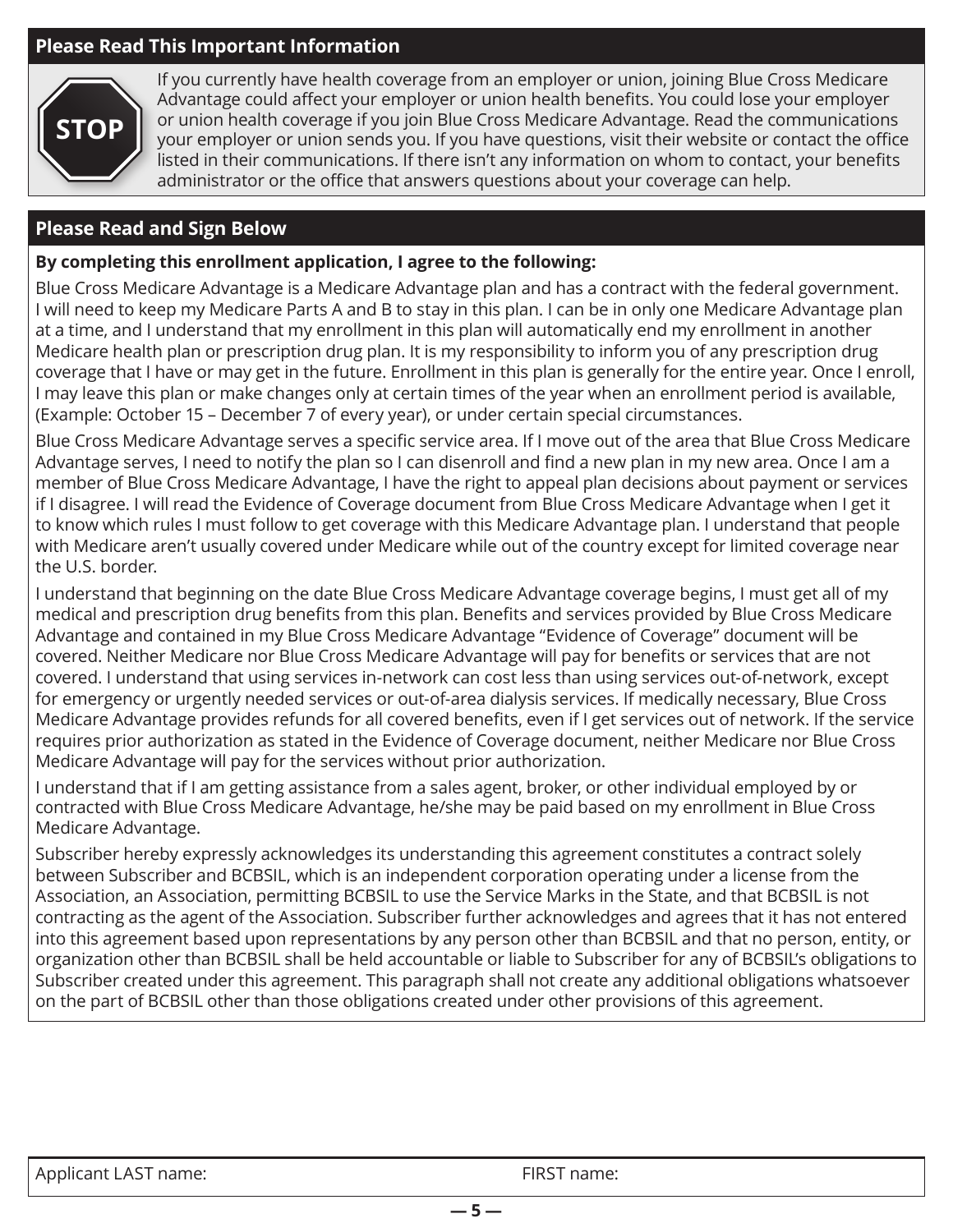## Please Read This Important Information

STOP

If you currently have health coverage from an employer or union, joining Blue Cross Medicare Advantage could affect your employer or union health benefits. You could lose your employer or union health coverage if you join Blue Cross Medicare Advantage. Read the communications your employer or union sends you. If you have questions, visit their website or contact the office listed in their communications. If there isn't any information on whom to contact, your benefits administrator or the office that answers questions about your coverage can help.

## Please Read and Sign Below

**By completing this enrollment application, I agree to the following:**

Blue Cross Medicare Advantage is a Medicare Advantage plan and has a contract with the federal government. I will need to keep my Medicare Parts A and B to stay in this plan. I can be in only one Medicare Advantage plan at a time, and I understand that my enrollment in this plan will automatically end my enrollment in another Medicare health plan or prescription drug plan. It is my responsibility to inform you of any prescription drug coverage that I have or may get in the future. Enrollment in this plan is generally for the entire year. Once I enroll, I may leave this plan or make changes only at certain times of the year when an enrollment period is available, (Example: October 15 – December 7 of every year), or under certain special circumstances.

Blue Cross Medicare Advantage serves a specific service area. If I move out of the area that Blue Cross Medicare Advantage serves, I need to notify the plan so I can disenroll and find a new plan in my new area. Once I am a member of Blue Cross Medicare Advantage, I have the right to appeal plan decisions about payment or services if I disagree. I will read the Evidence of Coverage document from Blue Cross Medicare Advantage when I get it to know which rules I must follow to get coverage with this Medicare Advantage plan. I understand that people with Medicare aren't usually covered under Medicare while out of the country except for limited coverage near the U.S. border.

I understand that beginning on the date Blue Cross Medicare Advantage coverage begins, I must get all of my medical and prescription drug benefits from this plan. Benefits and services provided by Blue Cross Medicare Advantage and contained in my Blue Cross Medicare Advantage "Evidence of Coverage" document will be covered. Neither Medicare nor Blue Cross Medicare Advantage will pay for benefits or services that are not covered. I understand that using services in-network can cost less than using services out-of-network, except for emergency or urgently needed services or out-of-area dialysis services. If medically necessary, Blue Cross Medicare Advantage provides refunds for all covered benefits, even if I get services out of network. If the service requires prior authorization as stated in the Evidence of Coverage document, neither Medicare nor Blue Cross Medicare Advantage will pay for the services without prior authorization.

I understand that if I am getting assistance from a sales agent, broker, or other individual employed by or contracted with Blue Cross Medicare Advantage, he/she may be paid based on my enrollment in Blue Cross Medicare Advantage.

Subscriber hereby expressly acknowledges its understanding this agreement constitutes a contract solely between Subscriber and BCBSIL, which is an independent corporation operating under a license from the Association, an Association, permitting BCBSIL to use the Service Marks in the State, and that BCBSIL is not contracting as the agent of the Association. Subscriber further acknowledges and agrees that it has not entered into this agreement based upon representations by any person other than BCBSIL and that no person, entity, or organization other than BCBSIL shall be held accountable or liable to Subscriber for any of BCBSIL's obligations to Subscriber created under this agreement. This paragraph shall not create any additional obligations whatsoever on the part of BCBSIL other than those obligations created under other provisions of this agreement.

Applicant LAST name: FIRST name: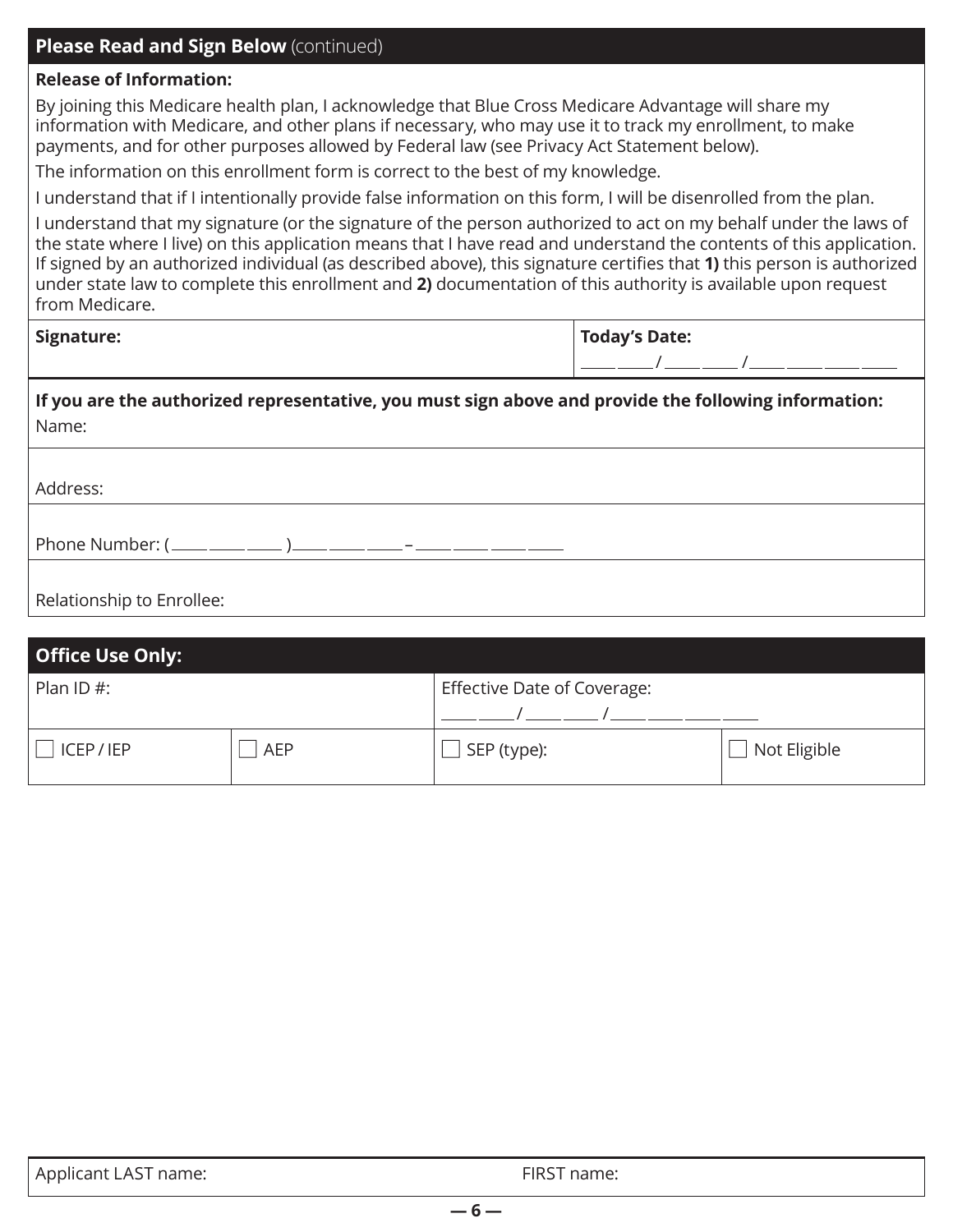## Please Read and Sign Below (continued)

**Release of Information:**

By joining this Medicare health plan, I acknowledge that Blue Cross Medicare Advantage will share my information with Medicare, and other plans if necessary, who may use it to track my enrollment, to make payments, and for other purposes allowed by Federal law (see Privacy Act Statement below).

The information on this enrollment form is correct to the best of my knowledge.

I understand that if I intentionally provide false information on this form, I will be disenrolled from the plan.

I understand that my signature (or the signature of the person authorized to act on my behalf under the laws of the state where I live) on this application means that I have read and understand the contents of this application. If signed by an authorized individual (as described above), this signature certifies that **1)** this person is authorized under state law to complete this enrollment and **2)** documentation of this authority is available upon request from Medicare.

| **Signature:** | **Today's Date:** ____ ____ / ____ ____ / ____ ____ ____ ____ |
|---|---|

**If you are the authorized representative, you must sign above and provide the following information:**

Name:

Address:

Phone Number: ( ____ ____ ____ ) ____ ____ ____ – ____ ____ ____ ____

Relationship to Enrollee:

## Office Use Only:

| Plan ID #: | | Effective Date of Coverage: ____ ____ / ____ ____ / ____ ____ ____ ____ | |
|---|---|---|---|
| ☐ ICEP / IEP | ☐ AEP | ☐ SEP (type): | ☐ Not Eligible |

Applicant LAST name: FIRST name: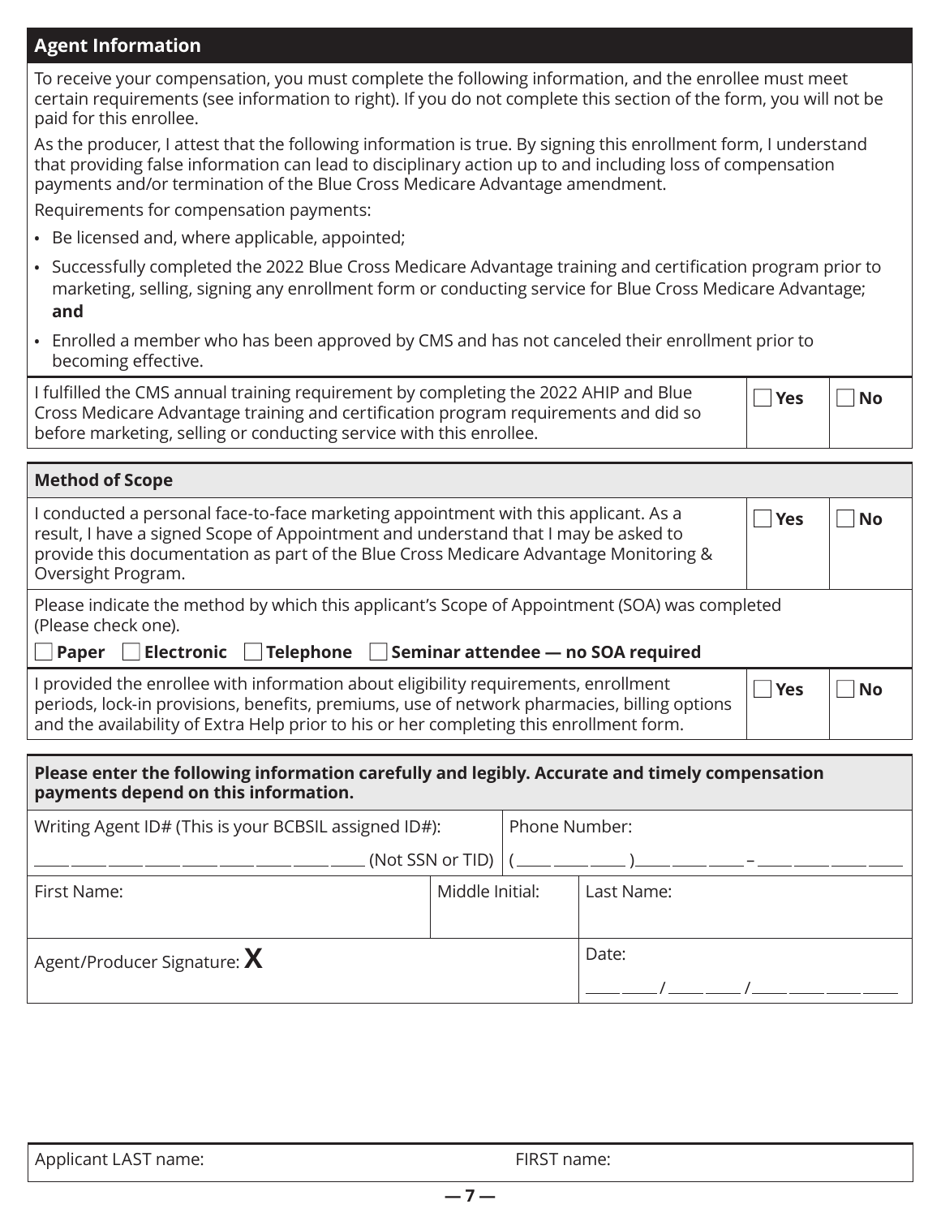## Agent Information

To receive your compensation, you must complete the following information, and the enrollee must meet certain requirements (see information to right). If you do not complete this section of the form, you will not be paid for this enrollee.

As the producer, I attest that the following information is true. By signing this enrollment form, I understand that providing false information can lead to disciplinary action up to and including loss of compensation payments and/or termination of the Blue Cross Medicare Advantage amendment.

Requirements for compensation payments:

- Be licensed and, where applicable, appointed;
- Successfully completed the 2022 Blue Cross Medicare Advantage training and certification program prior to marketing, selling, signing any enrollment form or conducting service for Blue Cross Medicare Advantage; **and**
- Enrolled a member who has been approved by CMS and has not canceled their enrollment prior to becoming effective.

| | | |
|---|---|---|
| I fulfilled the CMS annual training requirement by completing the 2022 AHIP and Blue Cross Medicare Advantage training and certification program requirements and did so before marketing, selling or conducting service with this enrollee. | ☐ **Yes** | ☐ **No** |

### Method of Scope

| | | |
|---|---|---|
| I conducted a personal face-to-face marketing appointment with this applicant. As a result, I have a signed Scope of Appointment and understand that I may be asked to provide this documentation as part of the Blue Cross Medicare Advantage Monitoring & Oversight Program. | ☐ **Yes** | ☐ **No** |

Please indicate the method by which this applicant's Scope of Appointment (SOA) was completed (Please check one).

☐ **Paper** ☐ **Electronic** ☐ **Telephone** ☐ **Seminar attendee — no SOA required**

| | | |
|---|---|---|
| I provided the enrollee with information about eligibility requirements, enrollment periods, lock-in provisions, benefits, premiums, use of network pharmacies, billing options and the availability of Extra Help prior to his or her completing this enrollment form. | ☐ **Yes** | ☐ **No** |

**Please enter the following information carefully and legibly. Accurate and timely compensation payments depend on this information.**

| | | |
|---|---|---|
| Writing Agent ID# (This is your BCBSIL assigned ID#): ___ ___ ___ ___ ___ ___ ___ ___ ___ (Not SSN or TID) | Phone Number: (___ ___ ___)___ ___ ___ – ___ ___ ___ ___ | |
| First Name: | Middle Initial: | Last Name: |
| Agent/Producer Signature: **X** | | Date: ___ ___ / ___ ___ / ___ ___ ___ ___ |

| | |
|---|---|
| Applicant LAST name: | FIRST name: |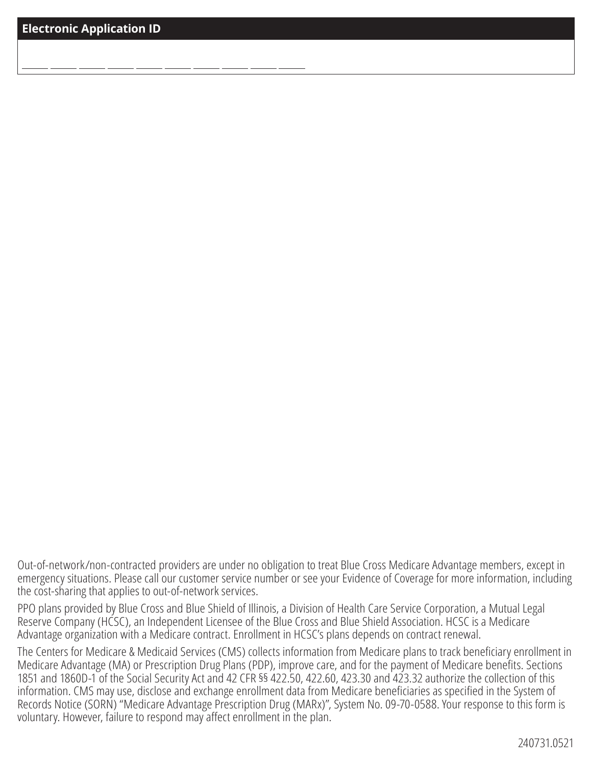**Electronic Application ID**

\_\_\_\_\_ \_\_\_\_\_ \_\_\_\_\_ \_\_\_\_\_ \_\_\_\_\_ \_\_\_\_\_ \_\_\_\_\_ \_\_\_\_\_ \_\_\_\_\_ \_\_\_\_\_

Out-of-network/non-contracted providers are under no obligation to treat Blue Cross Medicare Advantage members, except in emergency situations. Please call our customer service number or see your Evidence of Coverage for more information, including the cost-sharing that applies to out-of-network services.

PPO plans provided by Blue Cross and Blue Shield of Illinois, a Division of Health Care Service Corporation, a Mutual Legal Reserve Company (HCSC), an Independent Licensee of the Blue Cross and Blue Shield Association. HCSC is a Medicare Advantage organization with a Medicare contract. Enrollment in HCSC's plans depends on contract renewal.

The Centers for Medicare & Medicaid Services (CMS) collects information from Medicare plans to track beneficiary enrollment in Medicare Advantage (MA) or Prescription Drug Plans (PDP), improve care, and for the payment of Medicare benefits. Sections 1851 and 1860D-1 of the Social Security Act and 42 CFR §§ 422.50, 422.60, 423.30 and 423.32 authorize the collection of this information. CMS may use, disclose and exchange enrollment data from Medicare beneficiaries as specified in the System of Records Notice (SORN) "Medicare Advantage Prescription Drug (MARx)", System No. 09-70-0588. Your response to this form is voluntary. However, failure to respond may affect enrollment in the plan.

240731.0521